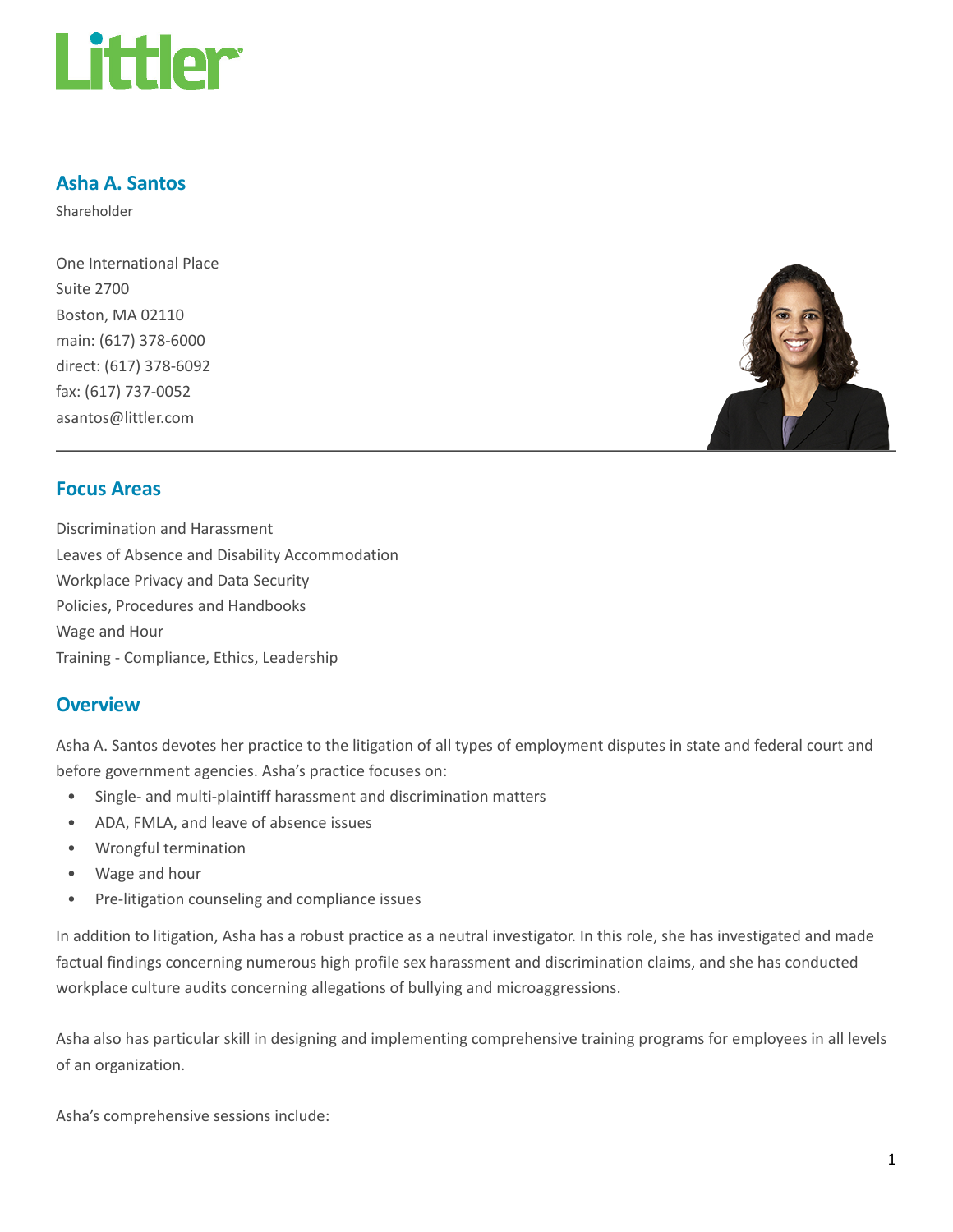Littler

## Asha A. Santos

Shareholder

One International Place
Suite 2700
Boston, MA 02110
main: (617) 378-6000
direct: (617) 378-6092
fax: (617) 737-0052
asantos@littler.com

## Focus Areas

Discrimination and Harassment
Leaves of Absence and Disability Accommodation
Workplace Privacy and Data Security
Policies, Procedures and Handbooks
Wage and Hour
Training - Compliance, Ethics, Leadership

## Overview

Asha A. Santos devotes her practice to the litigation of all types of employment disputes in state and federal court and before government agencies. Asha's practice focuses on:

- Single- and multi-plaintiff harassment and discrimination matters
- ADA, FMLA, and leave of absence issues
- Wrongful termination
- Wage and hour
- Pre-litigation counseling and compliance issues

In addition to litigation, Asha has a robust practice as a neutral investigator. In this role, she has investigated and made factual findings concerning numerous high profile sex harassment and discrimination claims, and she has conducted workplace culture audits concerning allegations of bullying and microaggressions.

Asha also has particular skill in designing and implementing comprehensive training programs for employees in all levels of an organization.

Asha's comprehensive sessions include: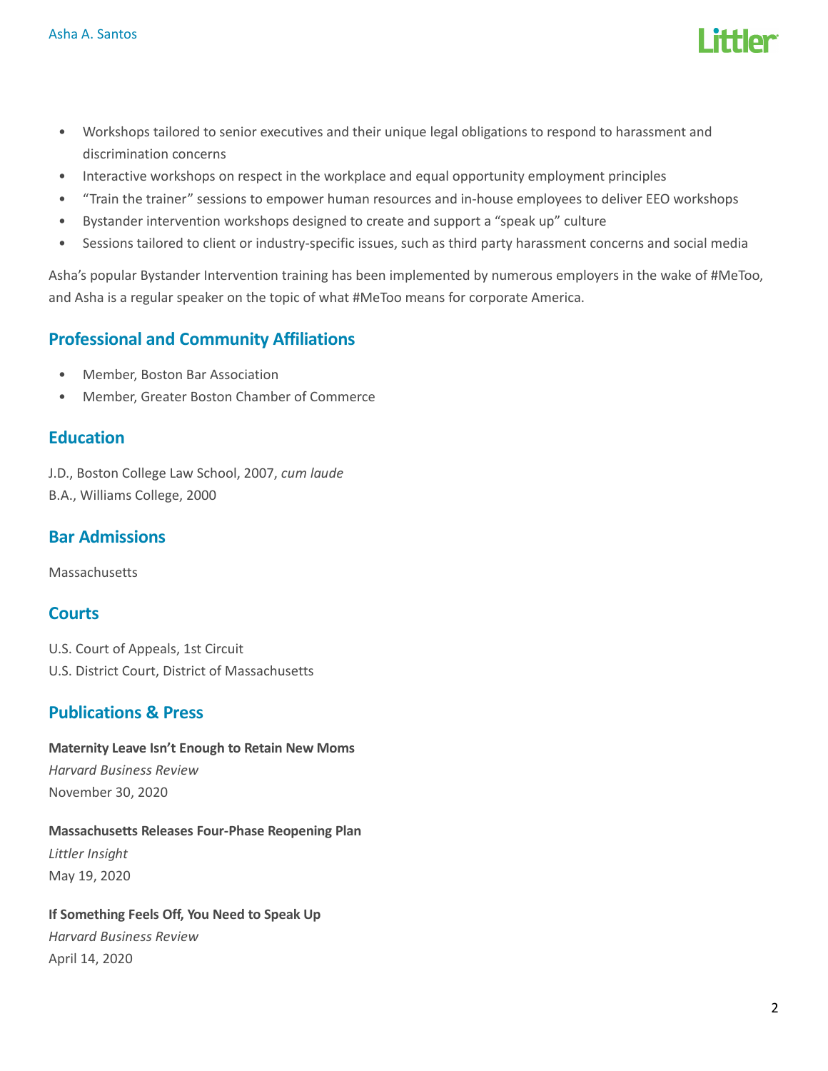- Workshops tailored to senior executives and their unique legal obligations to respond to harassment and discrimination concerns
- Interactive workshops on respect in the workplace and equal opportunity employment principles
- "Train the trainer" sessions to empower human resources and in-house employees to deliver EEO workshops
- Bystander intervention workshops designed to create and support a "speak up" culture
- Sessions tailored to client or industry-specific issues, such as third party harassment concerns and social media

Asha's popular Bystander Intervention training has been implemented by numerous employers in the wake of #MeToo, and Asha is a regular speaker on the topic of what #MeToo means for corporate America.

## Professional and Community Affiliations

- Member, Boston Bar Association
- Member, Greater Boston Chamber of Commerce

## Education

J.D., Boston College Law School, 2007, *cum laude*
B.A., Williams College, 2000

## Bar Admissions

Massachusetts

## Courts

U.S. Court of Appeals, 1st Circuit
U.S. District Court, District of Massachusetts

## Publications & Press

**Maternity Leave Isn't Enough to Retain New Moms**
*Harvard Business Review*
November 30, 2020

**Massachusetts Releases Four-Phase Reopening Plan**
*Littler Insight*
May 19, 2020

**If Something Feels Off, You Need to Speak Up**
*Harvard Business Review*
April 14, 2020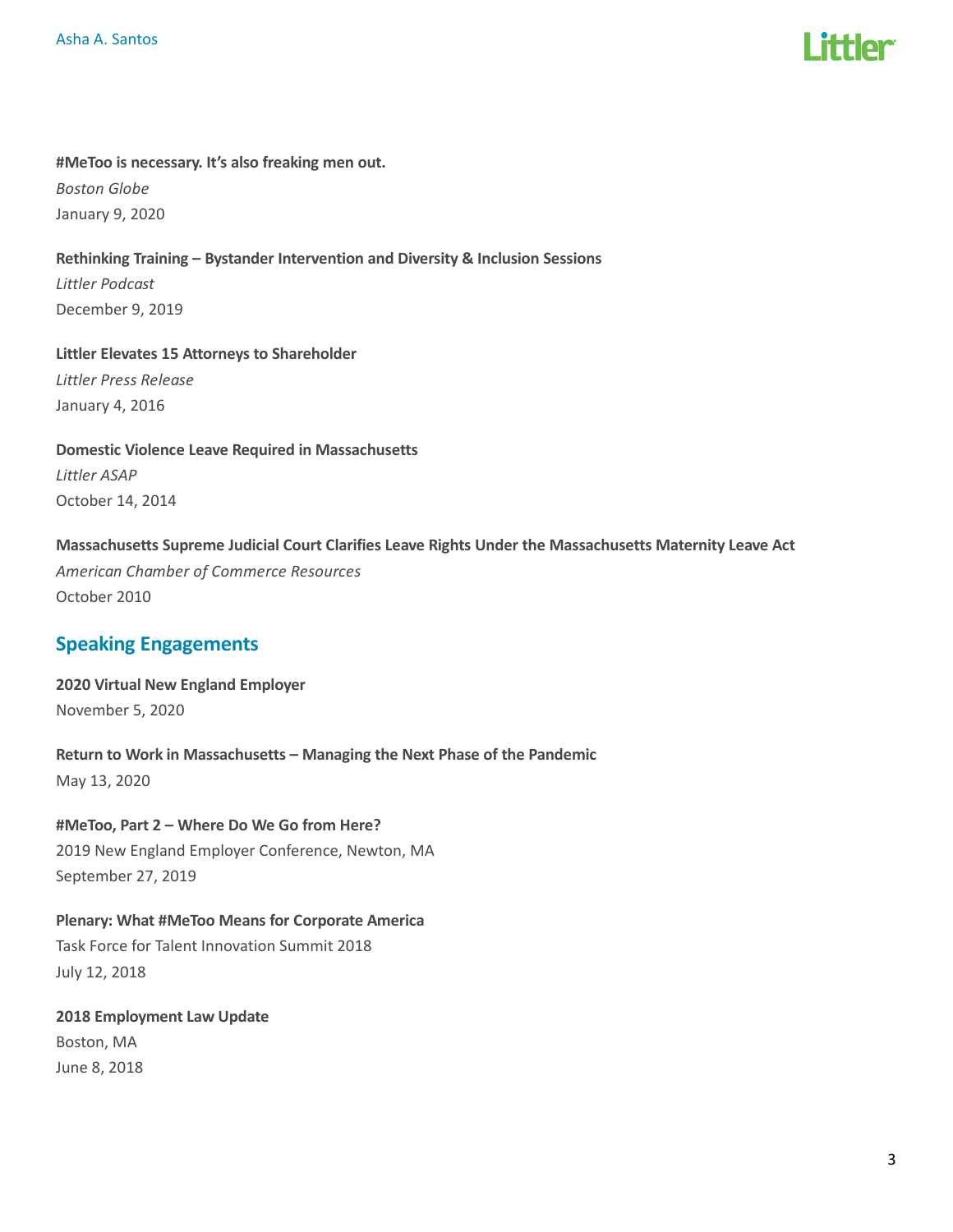**#MeToo is necessary. It's also freaking men out.**
*Boston Globe*
January 9, 2020

**Rethinking Training – Bystander Intervention and Diversity & Inclusion Sessions**
*Littler Podcast*
December 9, 2019

**Littler Elevates 15 Attorneys to Shareholder**
*Littler Press Release*
January 4, 2016

**Domestic Violence Leave Required in Massachusetts**
*Littler ASAP*
October 14, 2014

**Massachusetts Supreme Judicial Court Clarifies Leave Rights Under the Massachusetts Maternity Leave Act**
*American Chamber of Commerce Resources*
October 2010

## Speaking Engagements

**2020 Virtual New England Employer**
November 5, 2020

**Return to Work in Massachusetts – Managing the Next Phase of the Pandemic**
May 13, 2020

**#MeToo, Part 2 – Where Do We Go from Here?**
2019 New England Employer Conference, Newton, MA
September 27, 2019

**Plenary: What #MeToo Means for Corporate America**
Task Force for Talent Innovation Summit 2018
July 12, 2018

**2018 Employment Law Update**
Boston, MA
June 8, 2018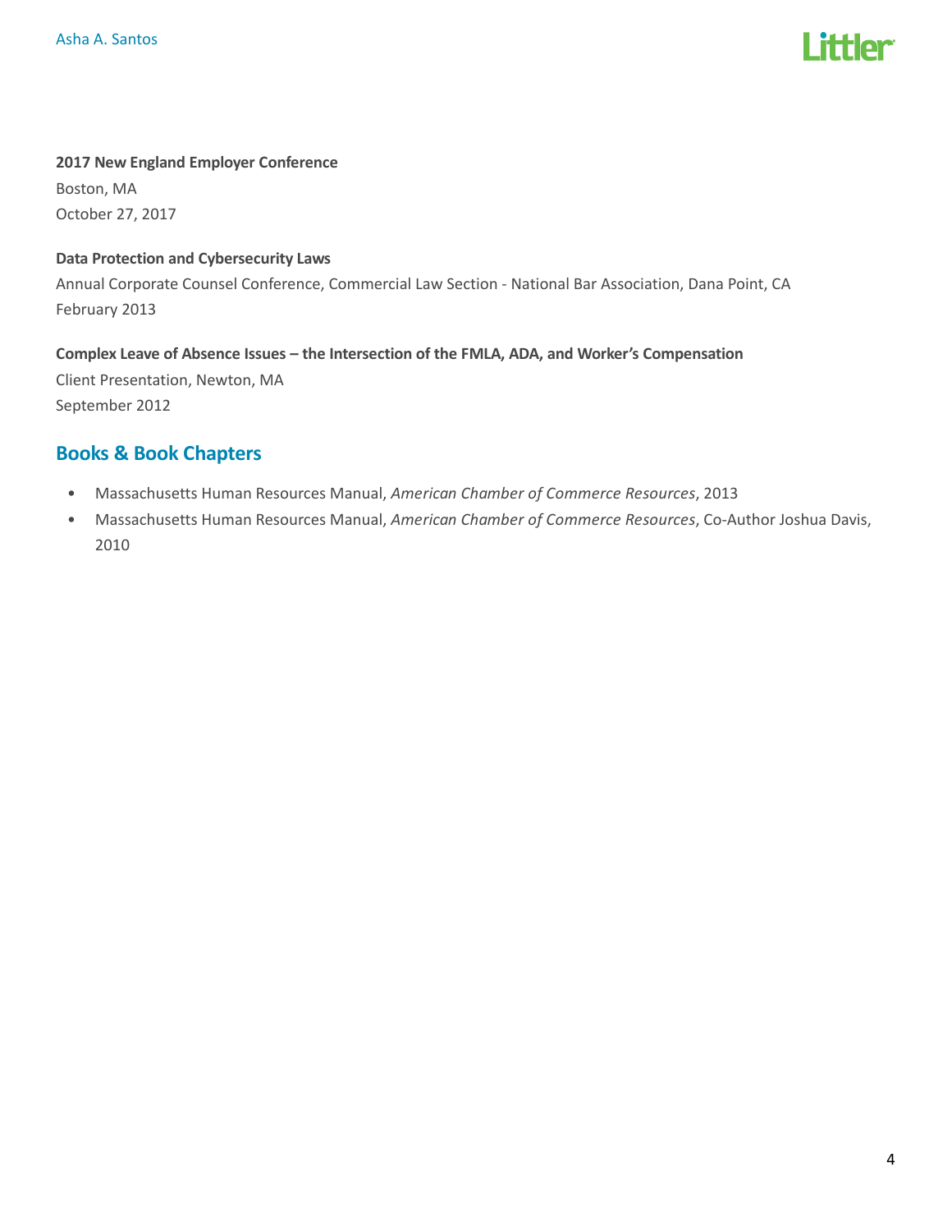**2017 New England Employer Conference**

Boston, MA

October 27, 2017

**Data Protection and Cybersecurity Laws**

Annual Corporate Counsel Conference, Commercial Law Section - National Bar Association, Dana Point, CA

February 2013

**Complex Leave of Absence Issues – the Intersection of the FMLA, ADA, and Worker's Compensation**

Client Presentation, Newton, MA

September 2012

## Books & Book Chapters

- Massachusetts Human Resources Manual, *American Chamber of Commerce Resources*, 2013
- Massachusetts Human Resources Manual, *American Chamber of Commerce Resources*, Co-Author Joshua Davis, 2010